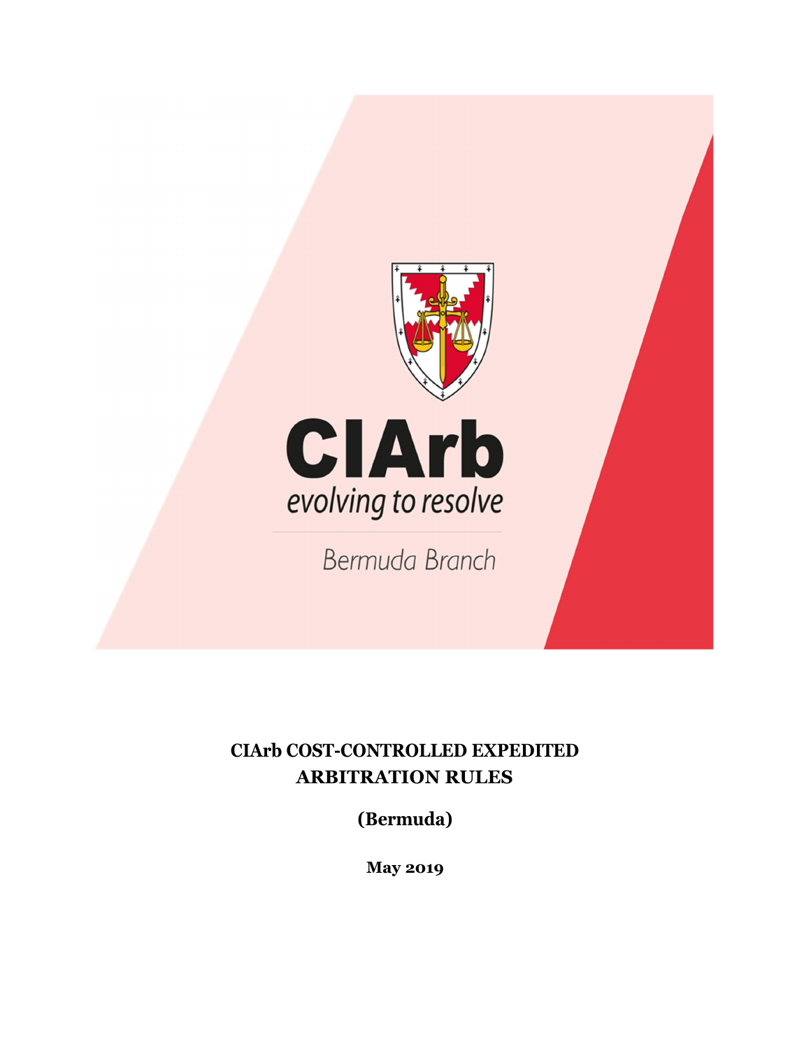CIArb

evolving to resolve

Bermuda Branch

# CIArb COST-CONTROLLED EXPEDITED ARBITRATION RULES

**(Bermuda)**

**May 2019**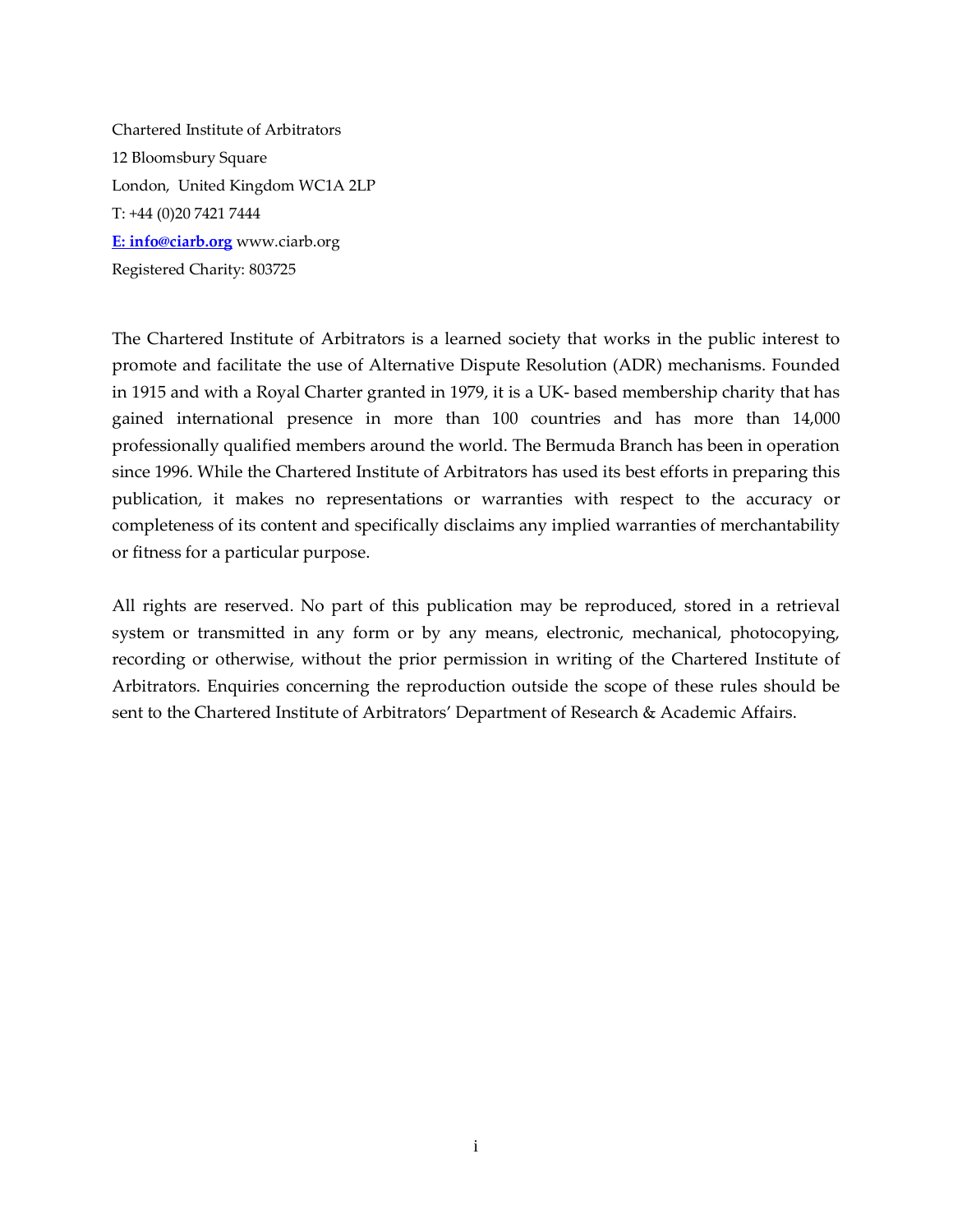Chartered Institute of Arbitrators

12 Bloomsbury Square

London, United Kingdom WC1A 2LP

T: +44 (0)20 7421 7444

**E: info@ciarb.org** www.ciarb.org

Registered Charity: 803725

The Chartered Institute of Arbitrators is a learned society that works in the public interest to promote and facilitate the use of Alternative Dispute Resolution (ADR) mechanisms. Founded in 1915 and with a Royal Charter granted in 1979, it is a UK- based membership charity that has gained international presence in more than 100 countries and has more than 14,000 professionally qualified members around the world. The Bermuda Branch has been in operation since 1996. While the Chartered Institute of Arbitrators has used its best efforts in preparing this publication, it makes no representations or warranties with respect to the accuracy or completeness of its content and specifically disclaims any implied warranties of merchantability or fitness for a particular purpose.

All rights are reserved. No part of this publication may be reproduced, stored in a retrieval system or transmitted in any form or by any means, electronic, mechanical, photocopying, recording or otherwise, without the prior permission in writing of the Chartered Institute of Arbitrators. Enquiries concerning the reproduction outside the scope of these rules should be sent to the Chartered Institute of Arbitrators' Department of Research & Academic Affairs.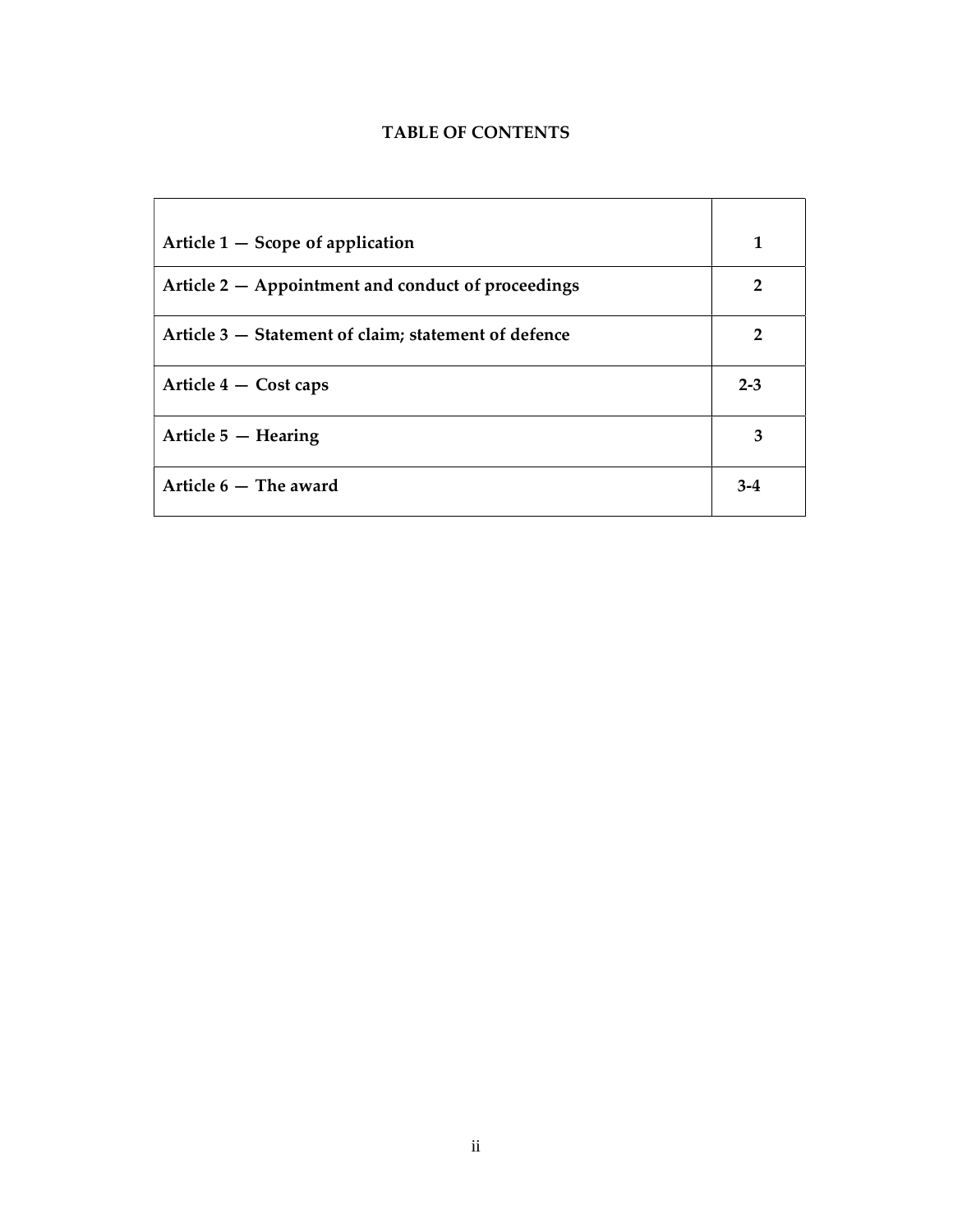**TABLE OF CONTENTS**

| | |
|---|---|
| **Article 1 — Scope of application** | **1** |
| **Article 2 — Appointment and conduct of proceedings** | **2** |
| **Article 3 — Statement of claim; statement of defence** | **2** |
| **Article 4 — Cost caps** | **2-3** |
| **Article 5 — Hearing** | **3** |
| **Article 6 — The award** | **3-4** |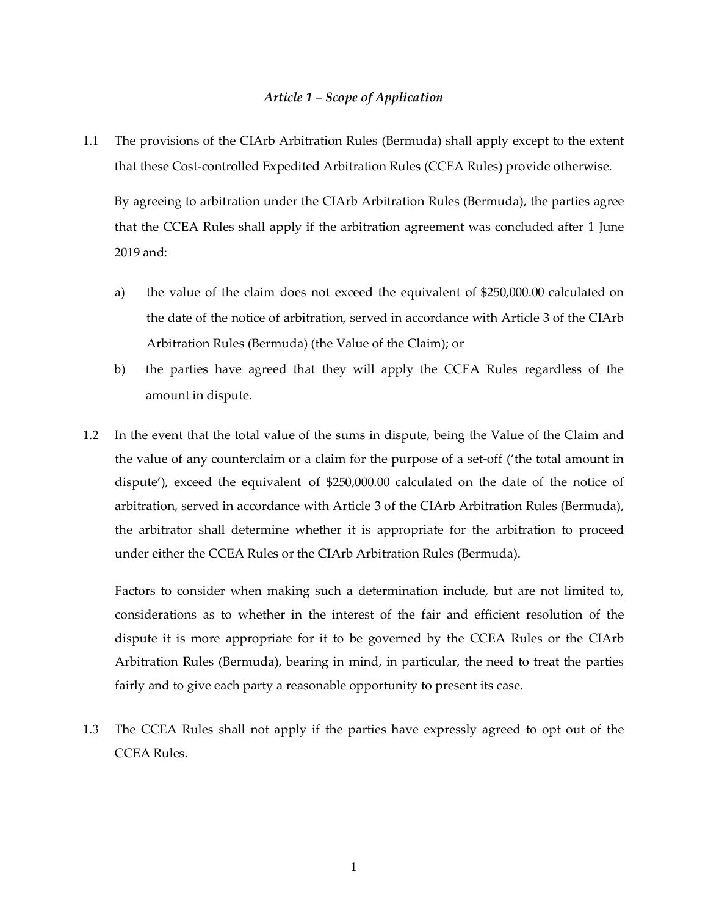### *Article 1 – Scope of Application*

1.1 The provisions of the CIArb Arbitration Rules (Bermuda) shall apply except to the extent that these Cost-controlled Expedited Arbitration Rules (CCEA Rules) provide otherwise.

By agreeing to arbitration under the CIArb Arbitration Rules (Bermuda), the parties agree that the CCEA Rules shall apply if the arbitration agreement was concluded after 1 June 2019 and:

a) the value of the claim does not exceed the equivalent of $250,000.00 calculated on the date of the notice of arbitration, served in accordance with Article 3 of the CIArb Arbitration Rules (Bermuda) (the Value of the Claim); or

b) the parties have agreed that they will apply the CCEA Rules regardless of the amount in dispute.

1.2 In the event that the total value of the sums in dispute, being the Value of the Claim and the value of any counterclaim or a claim for the purpose of a set-off ('the total amount in dispute'), exceed the equivalent of $250,000.00 calculated on the date of the notice of arbitration, served in accordance with Article 3 of the CIArb Arbitration Rules (Bermuda), the arbitrator shall determine whether it is appropriate for the arbitration to proceed under either the CCEA Rules or the CIArb Arbitration Rules (Bermuda).

Factors to consider when making such a determination include, but are not limited to, considerations as to whether in the interest of the fair and efficient resolution of the dispute it is more appropriate for it to be governed by the CCEA Rules or the CIArb Arbitration Rules (Bermuda), bearing in mind, in particular, the need to treat the parties fairly and to give each party a reasonable opportunity to present its case.

1.3 The CCEA Rules shall not apply if the parties have expressly agreed to opt out of the CCEA Rules.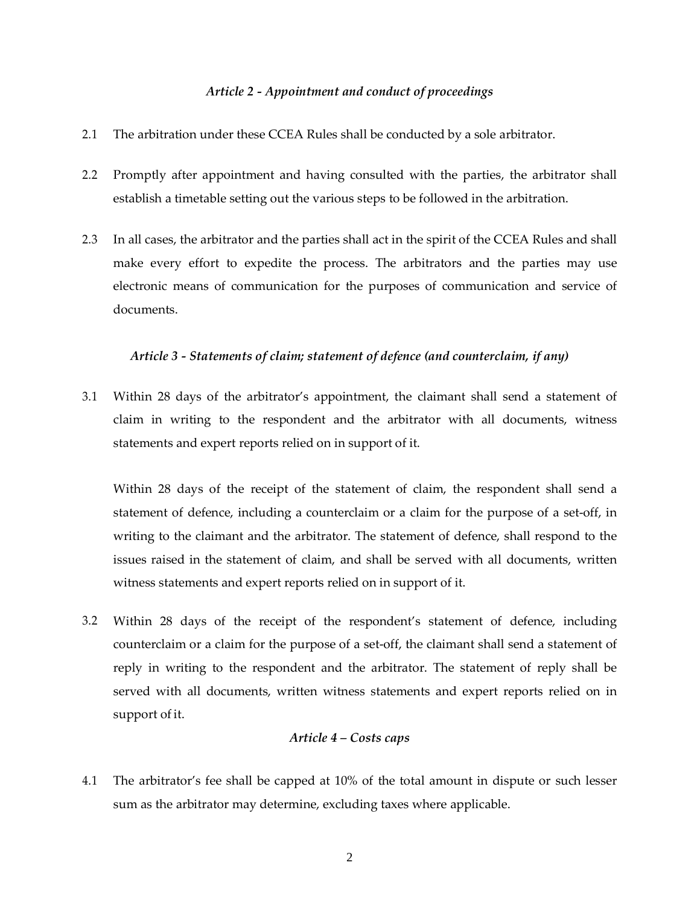### *Article 2 - Appointment and conduct of proceedings*

2.1 The arbitration under these CCEA Rules shall be conducted by a sole arbitrator.

2.2 Promptly after appointment and having consulted with the parties, the arbitrator shall establish a timetable setting out the various steps to be followed in the arbitration.

2.3 In all cases, the arbitrator and the parties shall act in the spirit of the CCEA Rules and shall make every effort to expedite the process. The arbitrators and the parties may use electronic means of communication for the purposes of communication and service of documents.

### *Article 3 - Statements of claim; statement of defence (and counterclaim, if any)*

3.1 Within 28 days of the arbitrator's appointment, the claimant shall send a statement of claim in writing to the respondent and the arbitrator with all documents, witness statements and expert reports relied on in support of it.

Within 28 days of the receipt of the statement of claim, the respondent shall send a statement of defence, including a counterclaim or a claim for the purpose of a set-off, in writing to the claimant and the arbitrator. The statement of defence, shall respond to the issues raised in the statement of claim, and shall be served with all documents, written witness statements and expert reports relied on in support of it.

3.2 Within 28 days of the receipt of the respondent's statement of defence, including counterclaim or a claim for the purpose of a set-off, the claimant shall send a statement of reply in writing to the respondent and the arbitrator. The statement of reply shall be served with all documents, written witness statements and expert reports relied on in support of it.

### *Article 4 – Costs caps*

4.1 The arbitrator's fee shall be capped at 10% of the total amount in dispute or such lesser sum as the arbitrator may determine, excluding taxes where applicable.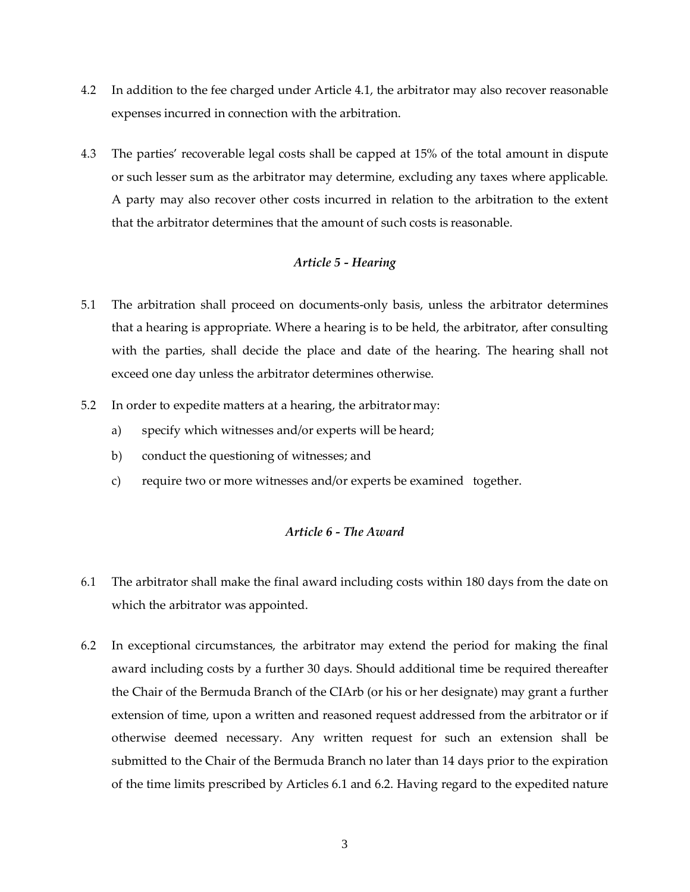4.2 In addition to the fee charged under Article 4.1, the arbitrator may also recover reasonable expenses incurred in connection with the arbitration.

4.3 The parties' recoverable legal costs shall be capped at 15% of the total amount in dispute or such lesser sum as the arbitrator may determine, excluding any taxes where applicable. A party may also recover other costs incurred in relation to the arbitration to the extent that the arbitrator determines that the amount of such costs is reasonable.

### *Article 5 - Hearing*

5.1 The arbitration shall proceed on documents-only basis, unless the arbitrator determines that a hearing is appropriate. Where a hearing is to be held, the arbitrator, after consulting with the parties, shall decide the place and date of the hearing. The hearing shall not exceed one day unless the arbitrator determines otherwise.

5.2 In order to expedite matters at a hearing, the arbitrator may:

a) specify which witnesses and/or experts will be heard;

b) conduct the questioning of witnesses; and

c) require two or more witnesses and/or experts be examined together.

### *Article 6 - The Award*

6.1 The arbitrator shall make the final award including costs within 180 days from the date on which the arbitrator was appointed.

6.2 In exceptional circumstances, the arbitrator may extend the period for making the final award including costs by a further 30 days. Should additional time be required thereafter the Chair of the Bermuda Branch of the CIArb (or his or her designate) may grant a further extension of time, upon a written and reasoned request addressed from the arbitrator or if otherwise deemed necessary. Any written request for such an extension shall be submitted to the Chair of the Bermuda Branch no later than 14 days prior to the expiration of the time limits prescribed by Articles 6.1 and 6.2. Having regard to the expedited nature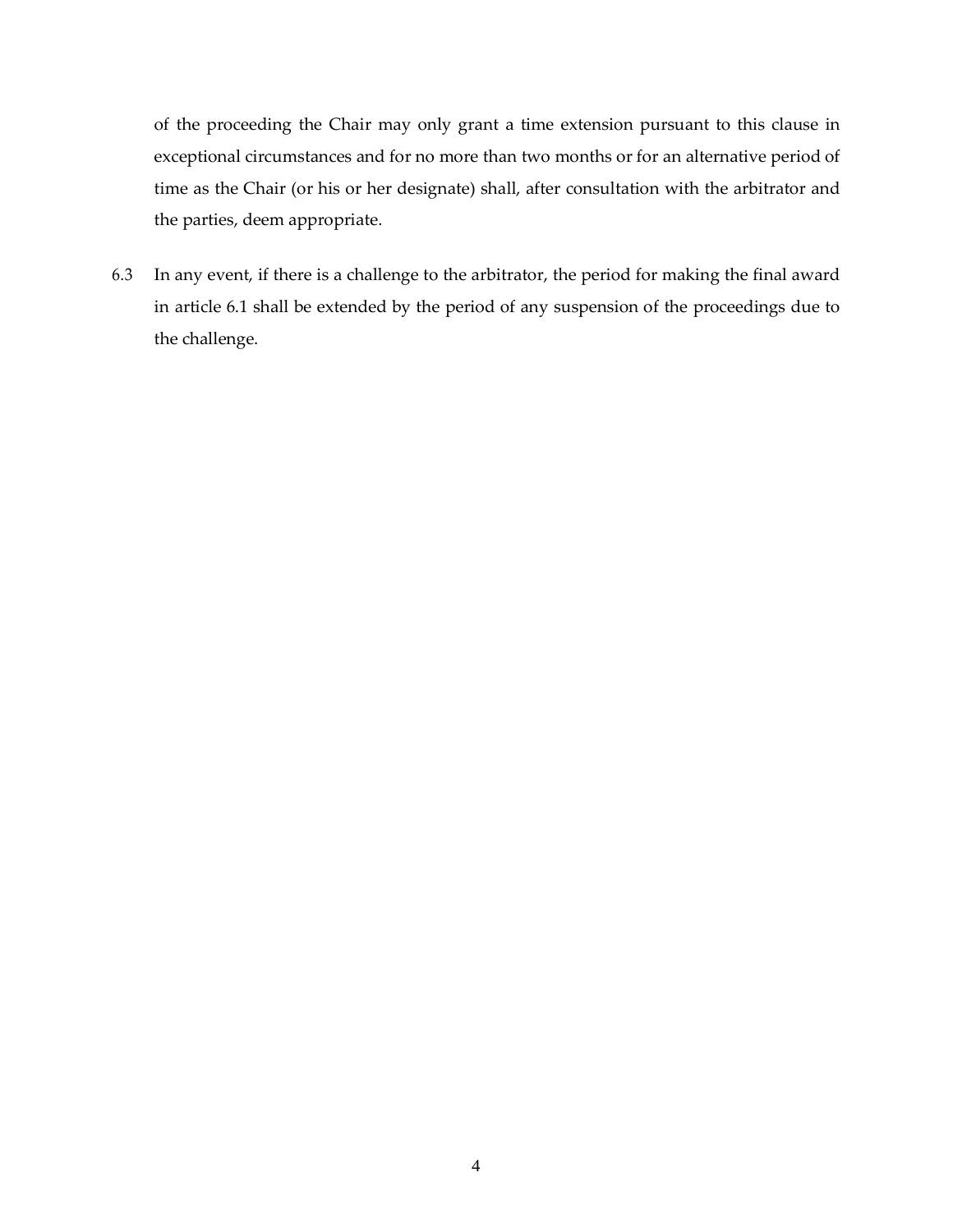of the proceeding the Chair may only grant a time extension pursuant to this clause in exceptional circumstances and for no more than two months or for an alternative period of time as the Chair (or his or her designate) shall, after consultation with the arbitrator and the parties, deem appropriate.

6.3 In any event, if there is a challenge to the arbitrator, the period for making the final award in article 6.1 shall be extended by the period of any suspension of the proceedings due to the challenge.